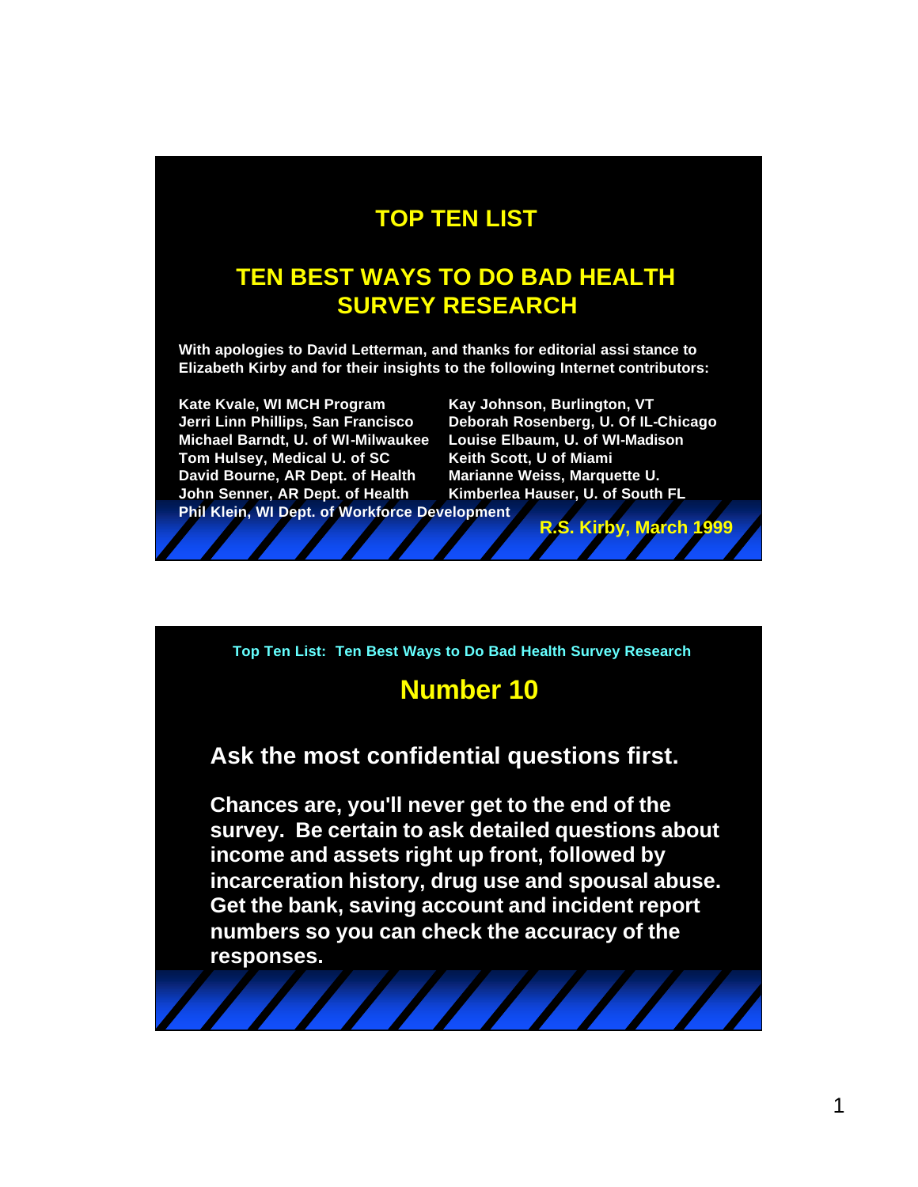# TOP TEN LIST

## TEN BEST WAYS TO DO BAD HEALTH SURVEY RESEARCH

**With apologies to David Letterman, and thanks for editorial assi stance to Elizabeth Kirby and for their insights to the following Internet contributors:**

**Kate Kvale, WI MCH Program**
**Jerri Linn Phillips, San Francisco**
**Michael Barndt, U. of WI-Milwaukee**
**Tom Hulsey, Medical U. of SC**
**David Bourne, AR Dept. of Health**
**John Senner, AR Dept. of Health**
**Phil Klein, WI Dept. of Workforce Development**
**Kay Johnson, Burlington, VT**
**Deborah Rosenberg, U. Of IL-Chicago**
**Louise Elbaum, U. of WI-Madison**
**Keith Scott, U of Miami**
**Marianne Weiss, Marquette U.**
**Kimberlea Hauser, U. of South FL**

**R.S. Kirby, March 1999**

---

Top Ten List: Ten Best Ways to Do Bad Health Survey Research

## Number 10

**Ask the most confidential questions first.**

**Chances are, you'll never get to the end of the survey. Be certain to ask detailed questions about income and assets right up front, followed by incarceration history, drug use and spousal abuse. Get the bank, saving account and incident report numbers so you can check the accuracy of the responses.**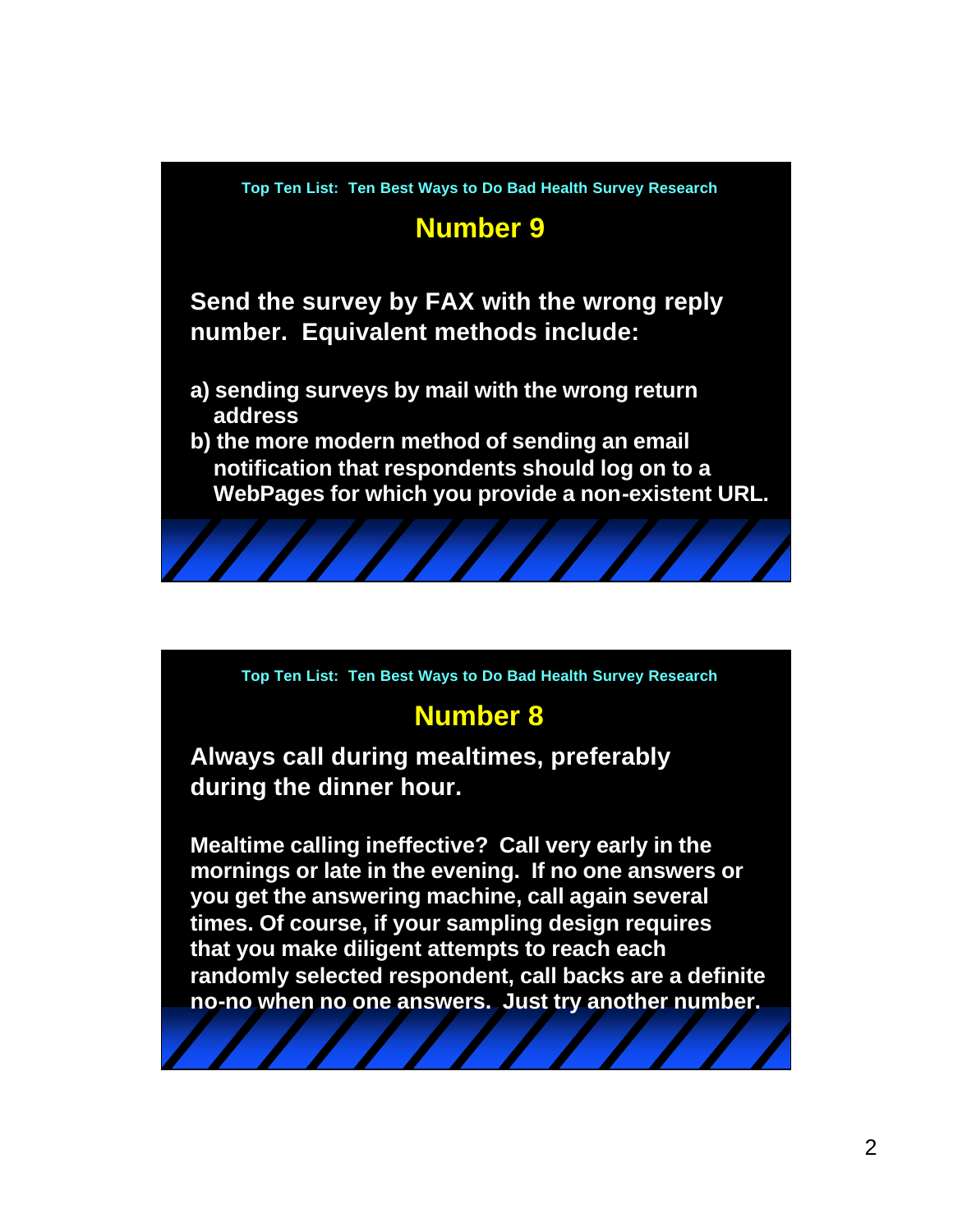Top Ten List: Ten Best Ways to Do Bad Health Survey Research

## Number 9

**Send the survey by FAX with the wrong reply number. Equivalent methods include:**

a) sending surveys by mail with the wrong return address
b) the more modern method of sending an email notification that respondents should log on to a WebPages for which you provide a non-existent URL.

Top Ten List: Ten Best Ways to Do Bad Health Survey Research

## Number 8

**Always call during mealtimes, preferably during the dinner hour.**

Mealtime calling ineffective? Call very early in the mornings or late in the evening. If no one answers or you get the answering machine, call again several times. Of course, if your sampling design requires that you make diligent attempts to reach each randomly selected respondent, call backs are a definite no-no when no one answers. Just try another number.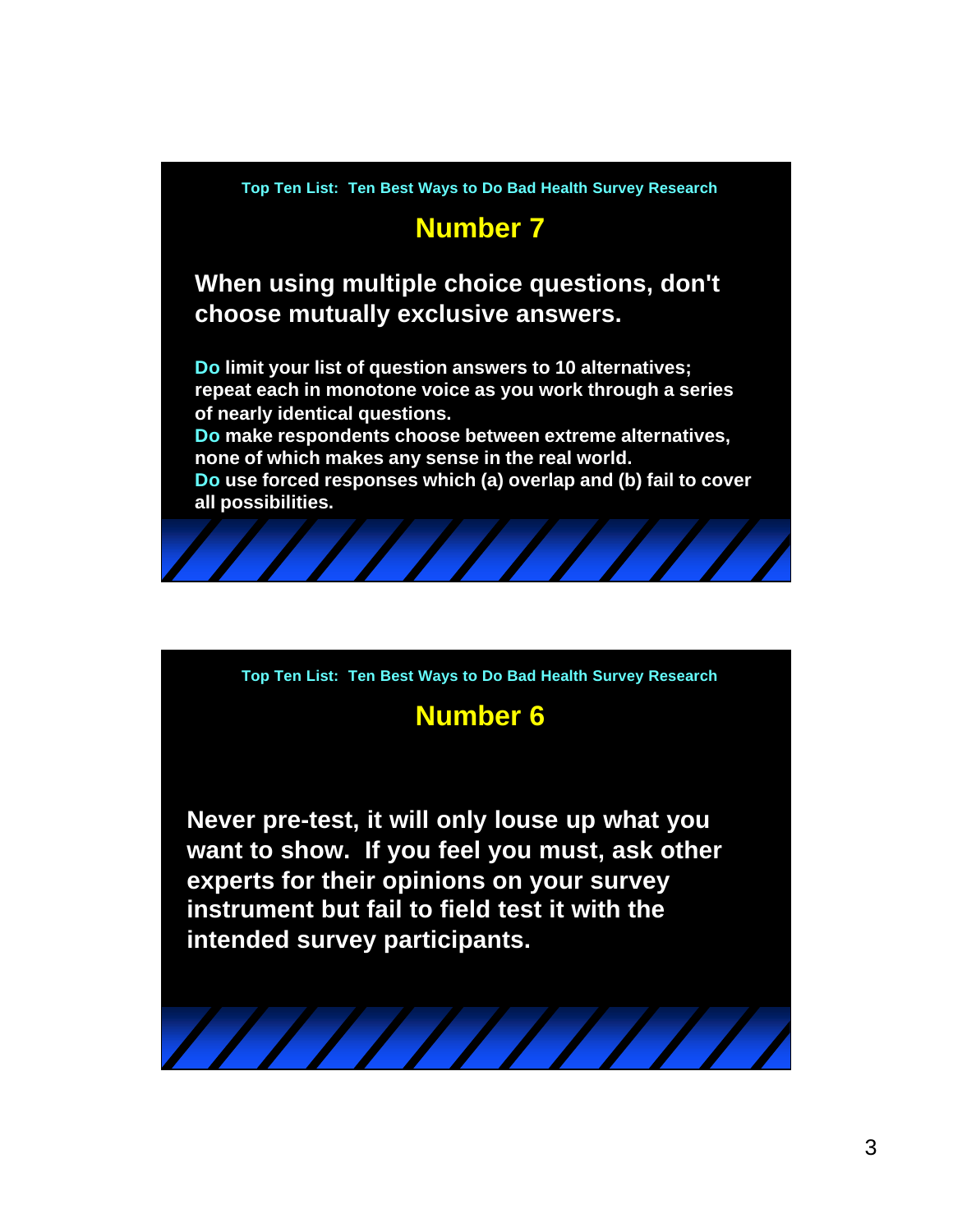Top Ten List: Ten Best Ways to Do Bad Health Survey Research

## Number 7

**When using multiple choice questions, don't choose mutually exclusive answers.**

**Do** limit your list of question answers to 10 alternatives; repeat each in monotone voice as you work through a series of nearly identical questions.

**Do** make respondents choose between extreme alternatives, none of which makes any sense in the real world.

**Do** use forced responses which (a) overlap and (b) fail to cover all possibilities.

Top Ten List: Ten Best Ways to Do Bad Health Survey Research

## Number 6

**Never pre-test, it will only louse up what you want to show. If you feel you must, ask other experts for their opinions on your survey instrument but fail to field test it with the intended survey participants.**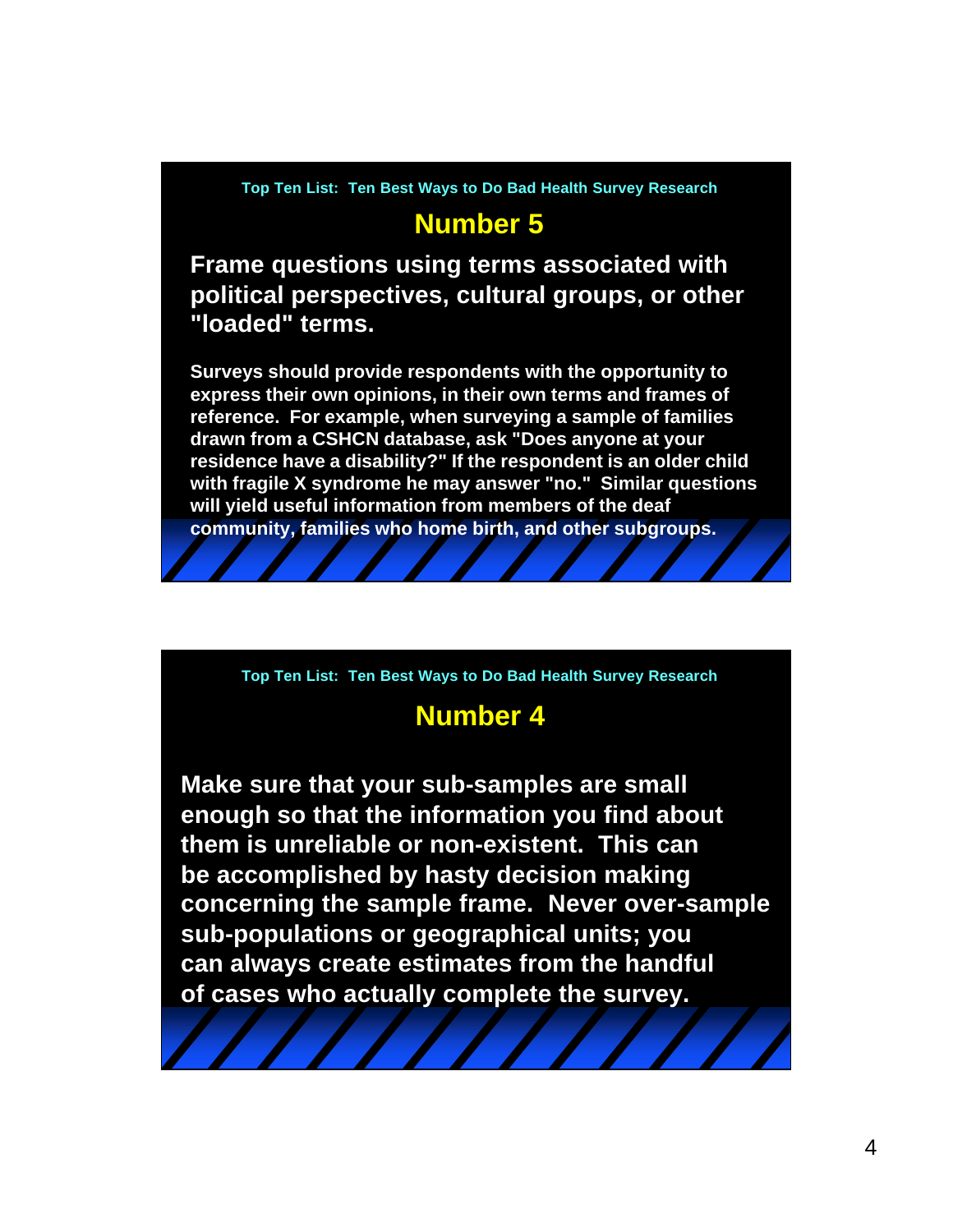Top Ten List: Ten Best Ways to Do Bad Health Survey Research

## Number 5

**Frame questions using terms associated with political perspectives, cultural groups, or other "loaded" terms.**

Surveys should provide respondents with the opportunity to express their own opinions, in their own terms and frames of reference. For example, when surveying a sample of families drawn from a CSHCN database, ask "Does anyone at your residence have a disability?" If the respondent is an older child with fragile X syndrome he may answer "no." Similar questions will yield useful information from members of the deaf community, families who home birth, and other subgroups.

Top Ten List: Ten Best Ways to Do Bad Health Survey Research

## Number 4

**Make sure that your sub-samples are small enough so that the information you find about them is unreliable or non-existent. This can be accomplished by hasty decision making concerning the sample frame. Never over-sample sub-populations or geographical units; you can always create estimates from the handful of cases who actually complete the survey.**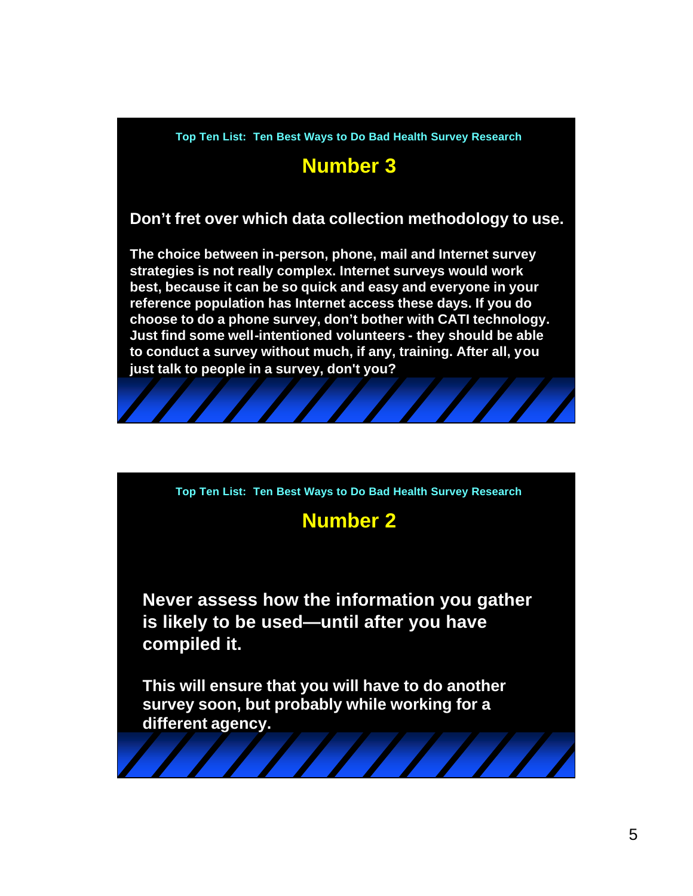Top Ten List: Ten Best Ways to Do Bad Health Survey Research

## Number 3

**Don't fret over which data collection methodology to use.**

**The choice between in-person, phone, mail and Internet survey strategies is not really complex. Internet surveys would work best, because it can be so quick and easy and everyone in your reference population has Internet access these days. If you do choose to do a phone survey, don't bother with CATI technology. Just find some well-intentioned volunteers - they should be able to conduct a survey without much, if any, training. After all, you just talk to people in a survey, don't you?**

Top Ten List: Ten Best Ways to Do Bad Health Survey Research

## Number 2

**Never assess how the information you gather is likely to be used—until after you have compiled it.**

**This will ensure that you will have to do another survey soon, but probably while working for a different agency.**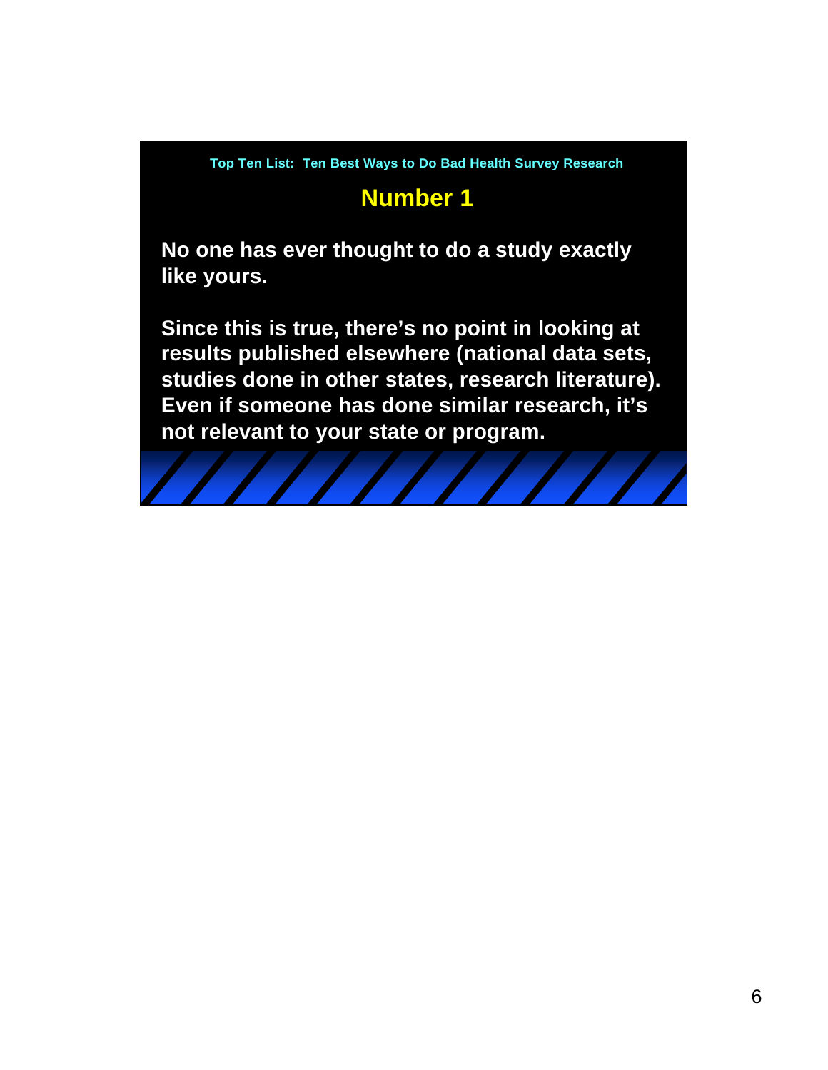Top Ten List: Ten Best Ways to Do Bad Health Survey Research

## Number 1

**No one has ever thought to do a study exactly like yours.**

**Since this is true, there's no point in looking at results published elsewhere (national data sets, studies done in other states, research literature). Even if someone has done similar research, it's not relevant to your state or program.**